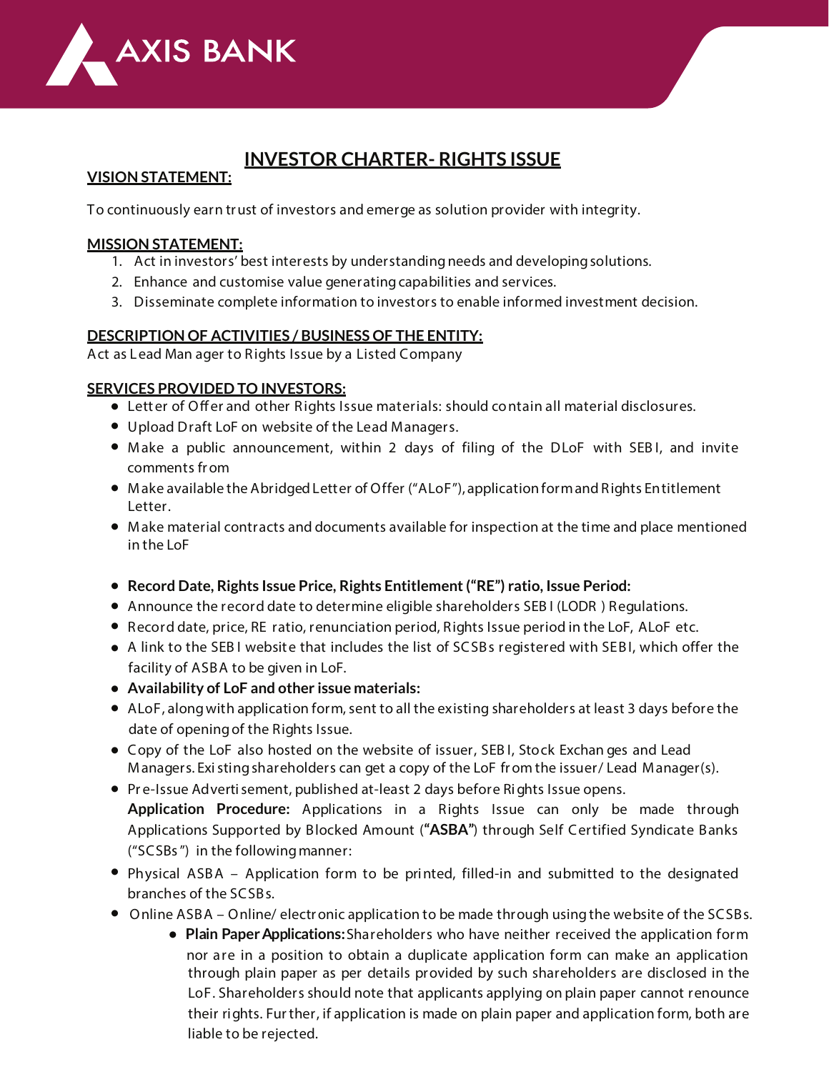AXIS BANK

# INVESTOR CHARTER- RIGHTS ISSUE

## VISION STATEMENT:

To continuously earn trust of investors and emerge as solution provider with integrity.

## MISSION STATEMENT:

1. Act in investors' best interests by understanding needs and developing solutions.
2. Enhance and customise value generating capabilities and services.
3. Disseminate complete information to investors to enable informed investment decision.

## DESCRIPTION OF ACTIVITIES / BUSINESS OF THE ENTITY:

Act as Lead Manager to Rights Issue by a Listed Company

## SERVICES PROVIDED TO INVESTORS:

- Letter of Offer and other Rights Issue materials: should contain all material disclosures.
- Upload Draft LoF on website of the Lead Managers.
- Make a public announcement, within 2 days of filing of the DLoF with SEBI, and invite comments from
- Make available the Abridged Letter of Offer ("ALoF"), application form and Rights Entitlement Letter.
- Make material contracts and documents available for inspection at the time and place mentioned in the LoF

- **Record Date, Rights Issue Price, Rights Entitlement ("RE") ratio, Issue Period:**
- Announce the record date to determine eligible shareholders SEBI (LODR ) Regulations.
- Record date, price, RE ratio, renunciation period, Rights Issue period in the LoF, ALoF etc.
- A link to the SEBI website that includes the list of SCSBs registered with SEBI, which offer the facility of ASBA to be given in LoF.
- **Availability of LoF and other issue materials:**
- ALoF, along with application form, sent to all the existing shareholders at least 3 days before the date of opening of the Rights Issue.
- Copy of the LoF also hosted on the website of issuer, SEBI, Stock Exchanges and Lead Managers. Existing shareholders can get a copy of the LoF from the issuer/ Lead Manager(s).
- Pre-Issue Advertisement, published at-least 2 days before Rights Issue opens.
  **Application Procedure:** Applications in a Rights Issue can only be made through Applications Supported by Blocked Amount (**"ASBA"**) through Self Certified Syndicate Banks ("SCSBs") in the following manner:
- Physical ASBA – Application form to be printed, filled-in and submitted to the designated branches of the SCSBs.
- Online ASBA – Online/ electronic application to be made through using the website of the SCSBs.
  - **Plain Paper Applications:** Shareholders who have neither received the application form nor are in a position to obtain a duplicate application form can make an application through plain paper as per details provided by such shareholders are disclosed in the LoF. Shareholders should note that applicants applying on plain paper cannot renounce their rights. Further, if application is made on plain paper and application form, both are liable to be rejected.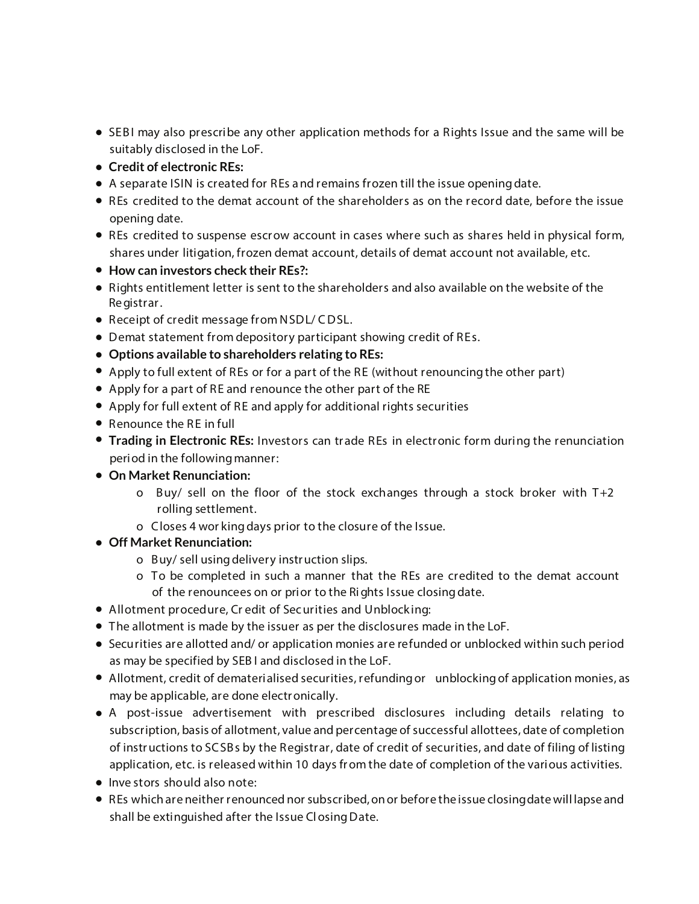- SEBI may also prescribe any other application methods for a Rights Issue and the same will be suitably disclosed in the LoF.
- **Credit of electronic REs:**
- A separate ISIN is created for REs and remains frozen till the issue opening date.
- REs credited to the demat account of the shareholders as on the record date, before the issue opening date.
- REs credited to suspense escrow account in cases where such as shares held in physical form, shares under litigation, frozen demat account, details of demat account not available, etc.
- **How can investors check their REs?:**
- Rights entitlement letter is sent to the shareholders and also available on the website of the Registrar.
- Receipt of credit message from NSDL/ CDSL.
- Demat statement from depository participant showing credit of REs.
- **Options available to shareholders relating to REs:**
- Apply to full extent of REs or for a part of the RE (without renouncing the other part)
- Apply for a part of RE and renounce the other part of the RE
- Apply for full extent of RE and apply for additional rights securities
- Renounce the RE in full
- **Trading in Electronic REs:** Investors can trade REs in electronic form during the renunciation period in the following manner:
- **On Market Renunciation:**
    - Buy/ sell on the floor of the stock exchanges through a stock broker with T+2 rolling settlement.
    - Closes 4 working days prior to the closure of the Issue.
- **Off Market Renunciation:**
    - Buy/ sell using delivery instruction slips.
    - To be completed in such a manner that the REs are credited to the demat account of the renouncees on or prior to the Rights Issue closing date.
- Allotment procedure, Credit of Securities and Unblocking:
- The allotment is made by the issuer as per the disclosures made in the LoF.
- Securities are allotted and/ or application monies are refunded or unblocked within such period as may be specified by SEBI and disclosed in the LoF.
- Allotment, credit of dematerialised securities, refunding or unblocking of application monies, as may be applicable, are done electronically.
- A post-issue advertisement with prescribed disclosures including details relating to subscription, basis of allotment, value and percentage of successful allottees, date of completion of instructions to SCSBs by the Registrar, date of credit of securities, and date of filing of listing application, etc. is released within 10 days from the date of completion of the various activities.
- Investors should also note:
- REs which are neither renounced nor subscribed, on or before the issue closing date will lapse and shall be extinguished after the Issue Closing Date.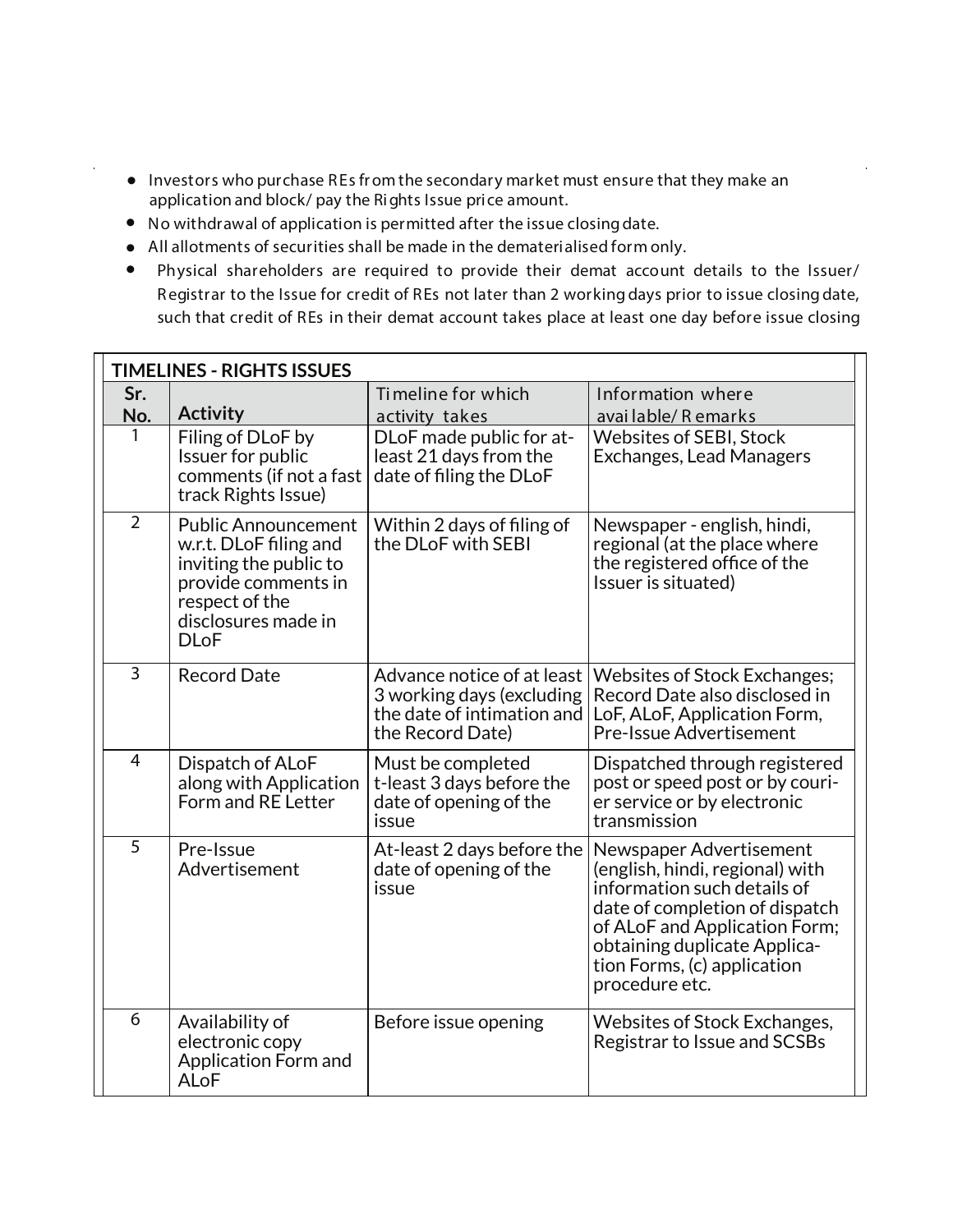- Investors who purchase REs from the secondary market must ensure that they make an application and block/ pay the Rights Issue price amount.
- No withdrawal of application is permitted after the issue closing date.
- All allotments of securities shall be made in the dematerialised form only.
- Physical shareholders are required to provide their demat account details to the Issuer/ Registrar to the Issue for credit of REs not later than 2 working days prior to issue closing date, such that credit of REs in their demat account takes place at least one day before issue closing

| TIMELINES - RIGHTS ISSUES | | | |
|---|---|---|---|
| **Sr. No.** | **Activity** | Timeline for which activity takes | Information where available/ Remarks |
| 1 | Filing of DLoF by Issuer for public comments (if not a fast track Rights Issue) | DLoF made public for at-least 21 days from the date of filing the DLoF | Websites of SEBI, Stock Exchanges, Lead Managers |
| 2 | Public Announcement w.r.t. DLoF filing and inviting the public to provide comments in respect of the disclosures made in DLoF | Within 2 days of filing of the DLoF with SEBI | Newspaper - english, hindi, regional (at the place where the registered office of the Issuer is situated) |
| 3 | Record Date | Advance notice of at least 3 working days (excluding the date of intimation and the Record Date) | Websites of Stock Exchanges; Record Date also disclosed in LoF, ALoF, Application Form, Pre-Issue Advertisement |
| 4 | Dispatch of ALoF along with Application Form and RE Letter | Must be completed t-least 3 days before the date of opening of the issue | Dispatched through registered post or speed post or by courier service or by electronic transmission |
| 5 | Pre-Issue Advertisement | At-least 2 days before the date of opening of the issue | Newspaper Advertisement (english, hindi, regional) with information such details of date of completion of dispatch of ALoF and Application Form; obtaining duplicate Application Forms, (c) application procedure etc. |
| 6 | Availability of electronic copy Application Form and ALoF | Before issue opening | Websites of Stock Exchanges, Registrar to Issue and SCSBs |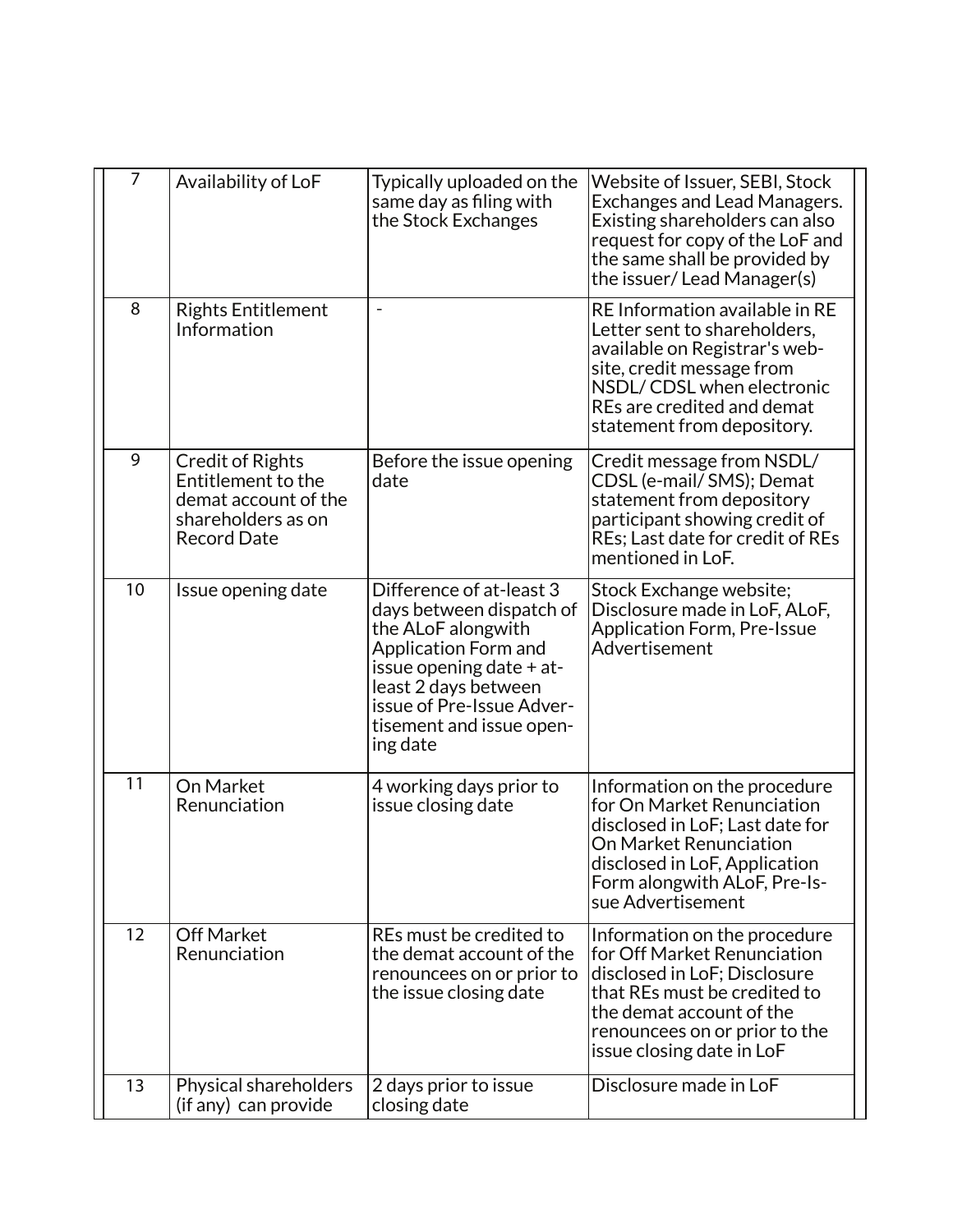| 7 | Availability of LoF | Typically uploaded on the same day as filing with the Stock Exchanges | Website of Issuer, SEBI, Stock Exchanges and Lead Managers. Existing shareholders can also request for copy of the LoF and the same shall be provided by the issuer/ Lead Manager(s) |
|---|---|---|---|
| 8 | Rights Entitlement Information | - | RE Information available in RE Letter sent to shareholders, available on Registrar's website, credit message from NSDL/ CDSL when electronic REs are credited and demat statement from depository. |
| 9 | Credit of Rights Entitlement to the demat account of the shareholders as on Record Date | Before the issue opening date | Credit message from NSDL/ CDSL (e-mail/ SMS); Demat statement from depository participant showing credit of REs; Last date for credit of REs mentioned in LoF. |
| 10 | Issue opening date | Difference of at-least 3 days between dispatch of the ALoF alongwith Application Form and issue opening date + at-least 2 days between issue of Pre-Issue Advertisement and issue opening date | Stock Exchange website; Disclosure made in LoF, ALoF, Application Form, Pre-Issue Advertisement |
| 11 | On Market Renunciation | 4 working days prior to issue closing date | Information on the procedure for On Market Renunciation disclosed in LoF; Last date for On Market Renunciation disclosed in LoF, Application Form alongwith ALoF, Pre-Issue Advertisement |
| 12 | Off Market Renunciation | REs must be credited to the demat account of the renouncees on or prior to the issue closing date | Information on the procedure for Off Market Renunciation disclosed in LoF; Disclosure that REs must be credited to the demat account of the renouncees on or prior to the issue closing date in LoF |
| 13 | Physical shareholders (if any) can provide | 2 days prior to issue closing date | Disclosure made in LoF |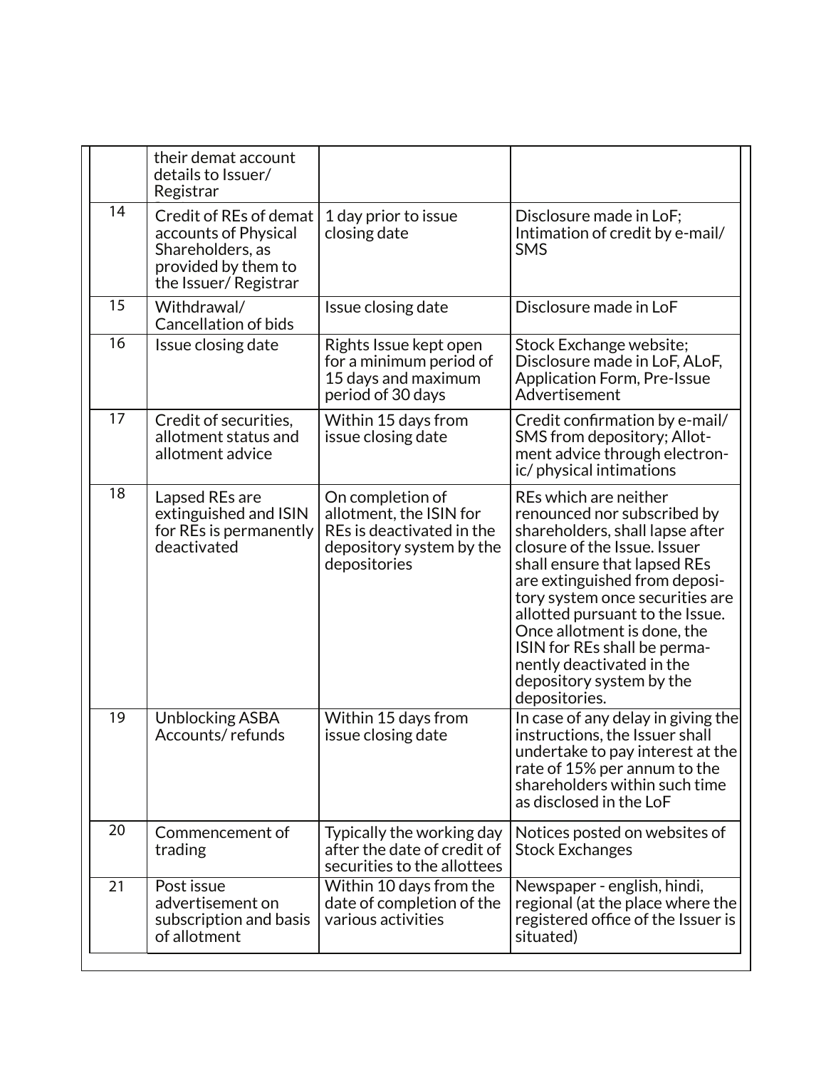| | | | |
|---|---|---|---|
| | their demat account details to Issuer/ Registrar | | |
| 14 | Credit of REs of demat accounts of Physical Shareholders, as provided by them to the Issuer/ Registrar | 1 day prior to issue closing date | Disclosure made in LoF; Intimation of credit by e-mail/ SMS |
| 15 | Withdrawal/ Cancellation of bids | Issue closing date | Disclosure made in LoF |
| 16 | Issue closing date | Rights Issue kept open for a minimum period of 15 days and maximum period of 30 days | Stock Exchange website; Disclosure made in LoF, ALoF, Application Form, Pre-Issue Advertisement |
| 17 | Credit of securities, allotment status and allotment advice | Within 15 days from issue closing date | Credit confirmation by e-mail/ SMS from depository; Allotment advice through electronic/ physical intimations |
| 18 | Lapsed REs are extinguished and ISIN for REs is permanently deactivated | On completion of allotment, the ISIN for REs is deactivated in the depository system by the depositories | REs which are neither renounced nor subscribed by shareholders, shall lapse after closure of the Issue. Issuer shall ensure that lapsed REs are extinguished from depository system once securities are allotted pursuant to the Issue. Once allotment is done, the ISIN for REs shall be permanently deactivated in the depository system by the depositories. |
| 19 | Unblocking ASBA Accounts/ refunds | Within 15 days from issue closing date | In case of any delay in giving the instructions, the Issuer shall undertake to pay interest at the rate of 15% per annum to the shareholders within such time as disclosed in the LoF |
| 20 | Commencement of trading | Typically the working day after the date of credit of securities to the allottees | Notices posted on websites of Stock Exchanges |
| 21 | Post issue advertisement on subscription and basis of allotment | Within 10 days from the date of completion of the various activities | Newspaper - english, hindi, regional (at the place where the registered office of the Issuer is situated) |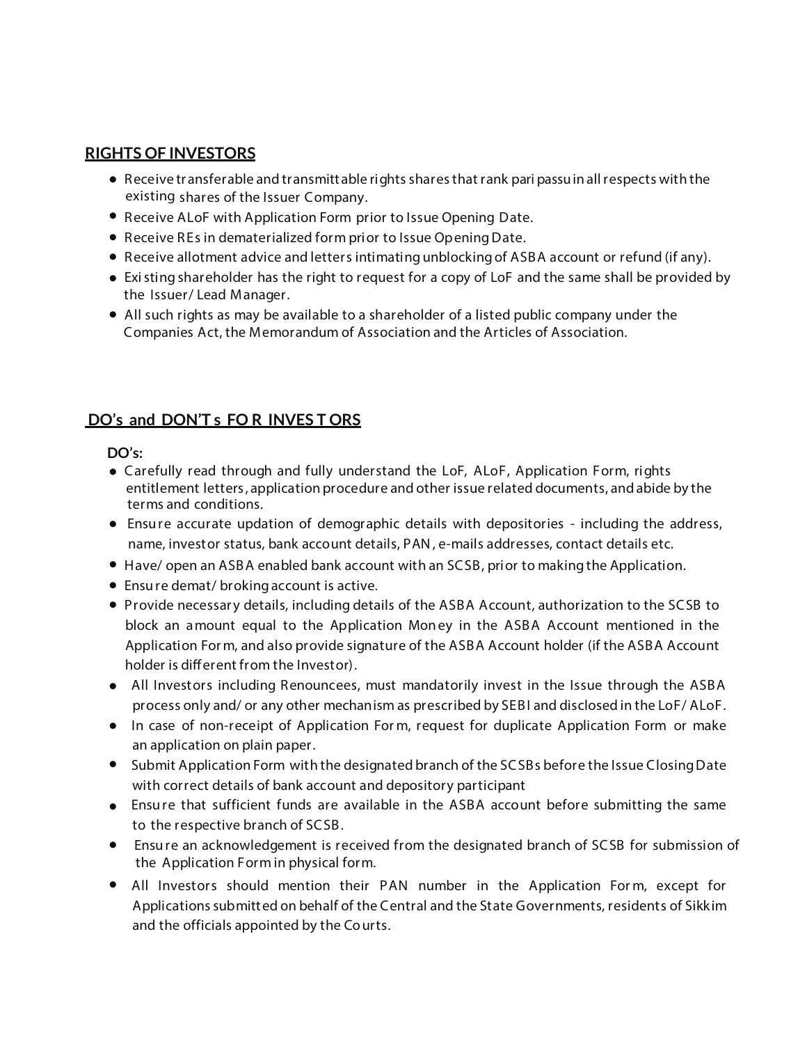## RIGHTS OF INVESTORS

- Receive transferable and transmittable rights shares that rank pari passu in all respects with the existing shares of the Issuer Company.
- Receive ALoF with Application Form prior to Issue Opening Date.
- Receive REs in dematerialized form prior to Issue Opening Date.
- Receive allotment advice and letters intimating unblocking of ASBA account or refund (if any).
- Existing shareholder has the right to request for a copy of LoF and the same shall be provided by the Issuer/ Lead Manager.
- All such rights as may be available to a shareholder of a listed public company under the Companies Act, the Memorandum of Association and the Articles of Association.

## DO's and DON'Ts FOR INVESTORS

**DO's:**

- Carefully read through and fully understand the LoF, ALoF, Application Form, rights entitlement letters, application procedure and other issue related documents, and abide by the terms and conditions.
- Ensure accurate updation of demographic details with depositories - including the address, name, investor status, bank account details, PAN, e-mails addresses, contact details etc.
- Have/ open an ASBA enabled bank account with an SCSB, prior to making the Application.
- Ensure demat/ broking account is active.
- Provide necessary details, including details of the ASBA Account, authorization to the SCSB to block an amount equal to the Application Money in the ASBA Account mentioned in the Application Form, and also provide signature of the ASBA Account holder (if the ASBA Account holder is different from the Investor).
- All Investors including Renouncees, must mandatorily invest in the Issue through the ASBA process only and/ or any other mechanism as prescribed by SEBI and disclosed in the LoF/ ALoF.
- In case of non-receipt of Application Form, request for duplicate Application Form or make an application on plain paper.
- Submit Application Form with the designated branch of the SCSBs before the Issue Closing Date with correct details of bank account and depository participant
- Ensure that sufficient funds are available in the ASBA account before submitting the same to the respective branch of SCSB.
- Ensure an acknowledgement is received from the designated branch of SCSB for submission of the Application Form in physical form.
- All Investors should mention their PAN number in the Application Form, except for Applications submitted on behalf of the Central and the State Governments, residents of Sikkim and the officials appointed by the Courts.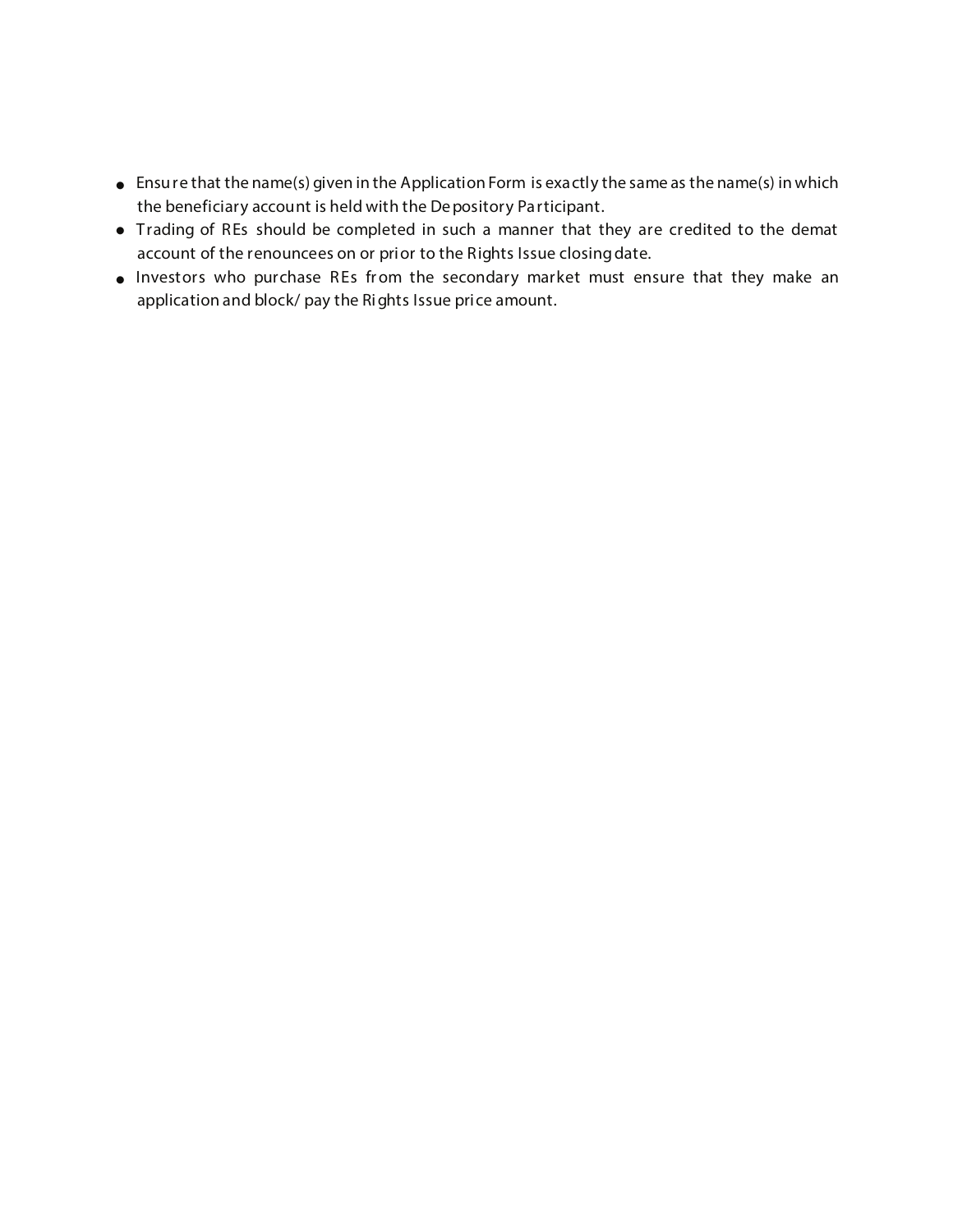- Ensure that the name(s) given in the Application Form is exactly the same as the name(s) in which the beneficiary account is held with the Depository Participant.
- Trading of REs should be completed in such a manner that they are credited to the demat account of the renouncees on or prior to the Rights Issue closing date.
- Investors who purchase REs from the secondary market must ensure that they make an application and block/ pay the Rights Issue price amount.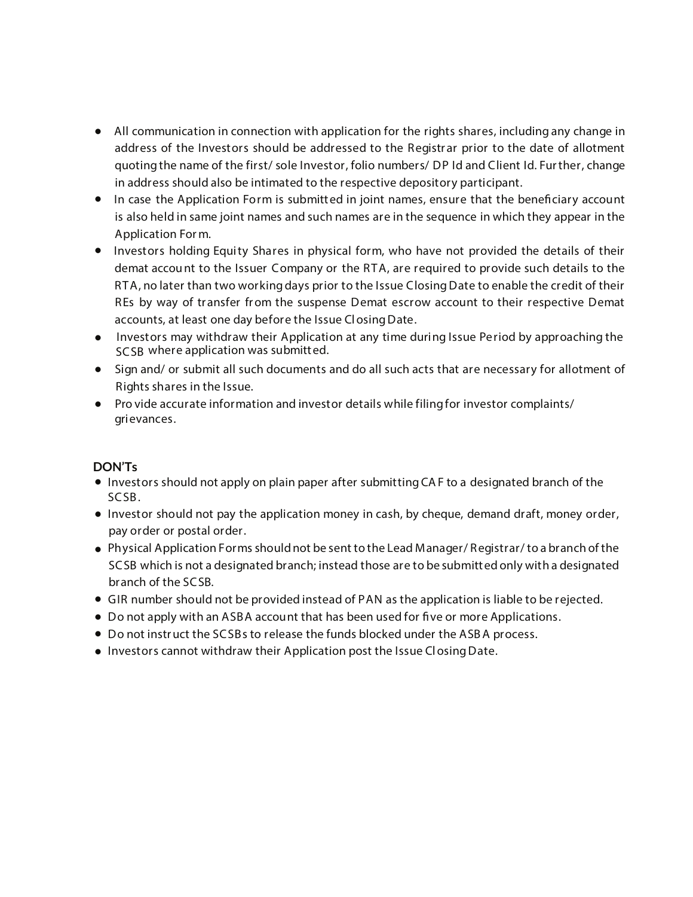- All communication in connection with application for the rights shares, including any change in address of the Investors should be addressed to the Registrar prior to the date of allotment quoting the name of the first/ sole Investor, folio numbers/ DP Id and Client Id. Further, change in address should also be intimated to the respective depository participant.
- In case the Application Form is submitted in joint names, ensure that the beneficiary account is also held in same joint names and such names are in the sequence in which they appear in the Application Form.
- Investors holding Equity Shares in physical form, who have not provided the details of their demat account to the Issuer Company or the RTA, are required to provide such details to the RTA, no later than two working days prior to the Issue Closing Date to enable the credit of their REs by way of transfer from the suspense Demat escrow account to their respective Demat accounts, at least one day before the Issue Closing Date.
- Investors may withdraw their Application at any time during Issue Period by approaching the SCSB where application was submitted.
- Sign and/ or submit all such documents and do all such acts that are necessary for allotment of Rights shares in the Issue.
- Provide accurate information and investor details while filing for investor complaints/ grievances.

**DON'Ts**

- Investors should not apply on plain paper after submitting CAF to a designated branch of the SCSB.
- Investor should not pay the application money in cash, by cheque, demand draft, money order, pay order or postal order.
- Physical Application Forms should not be sent to the Lead Manager/ Registrar/ to a branch of the SCSB which is not a designated branch; instead those are to be submitted only with a designated branch of the SCSB.
- GIR number should not be provided instead of PAN as the application is liable to be rejected.
- Do not apply with an ASBA account that has been used for five or more Applications.
- Do not instruct the SCSBs to release the funds blocked under the ASBA process.
- Investors cannot withdraw their Application post the Issue Closing Date.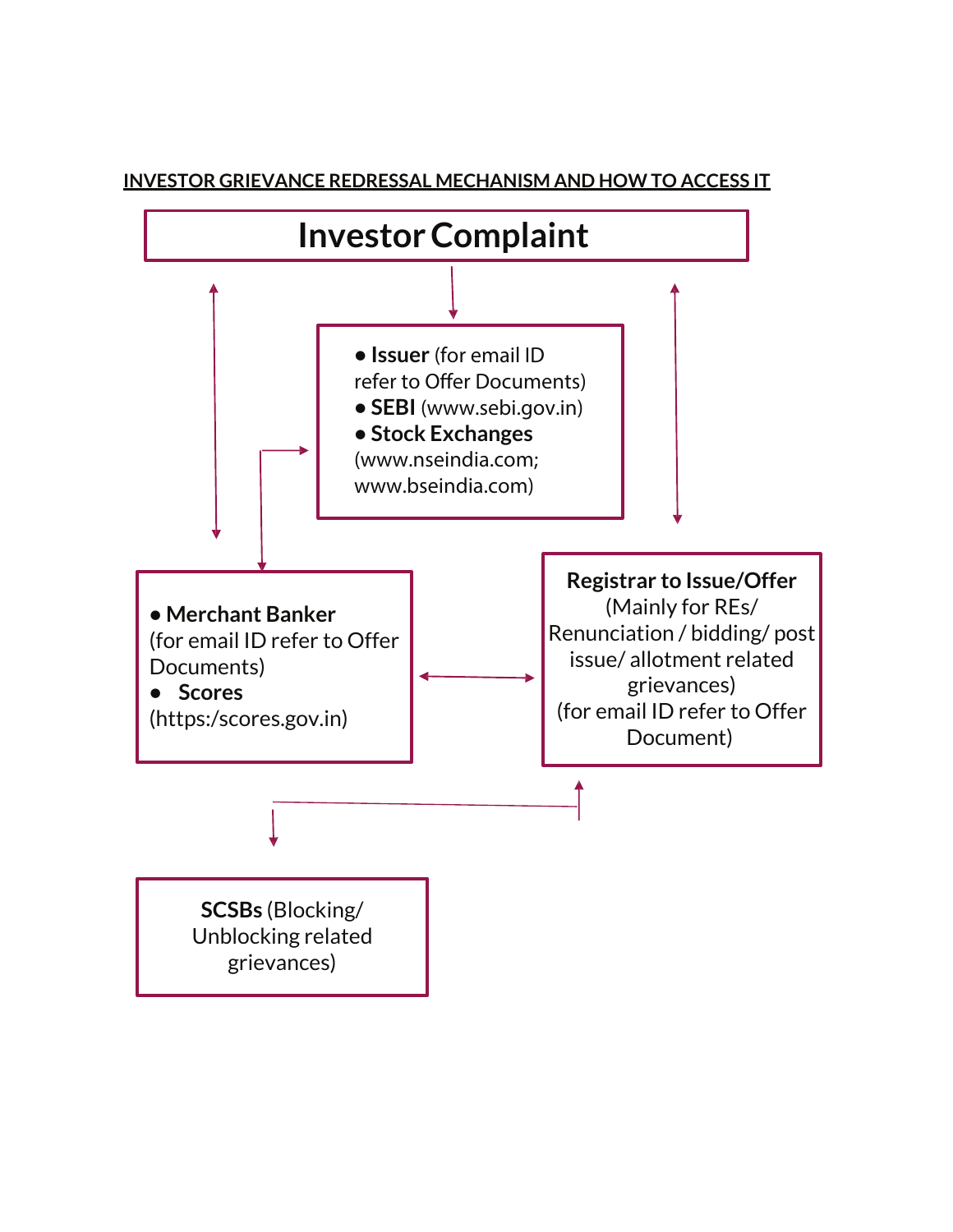## INVESTOR GRIEVANCE REDRESSAL MECHANISM AND HOW TO ACCESS IT

**Investor Complaint**

- **Issuer** (for email ID refer to Offer Documents)
- **SEBI** (www.sebi.gov.in)
- **Stock Exchanges** (www.nseindia.com; www.bseindia.com)

- **Merchant Banker** (for email ID refer to Offer Documents)
- **Scores** (https:/scores.gov.in)

**Registrar to Issue/Offer** (Mainly for REs/ Renunciation / bidding/ post issue/ allotment related grievances) (for email ID refer to Offer Document)

**SCSBs** (Blocking/ Unblocking related grievances)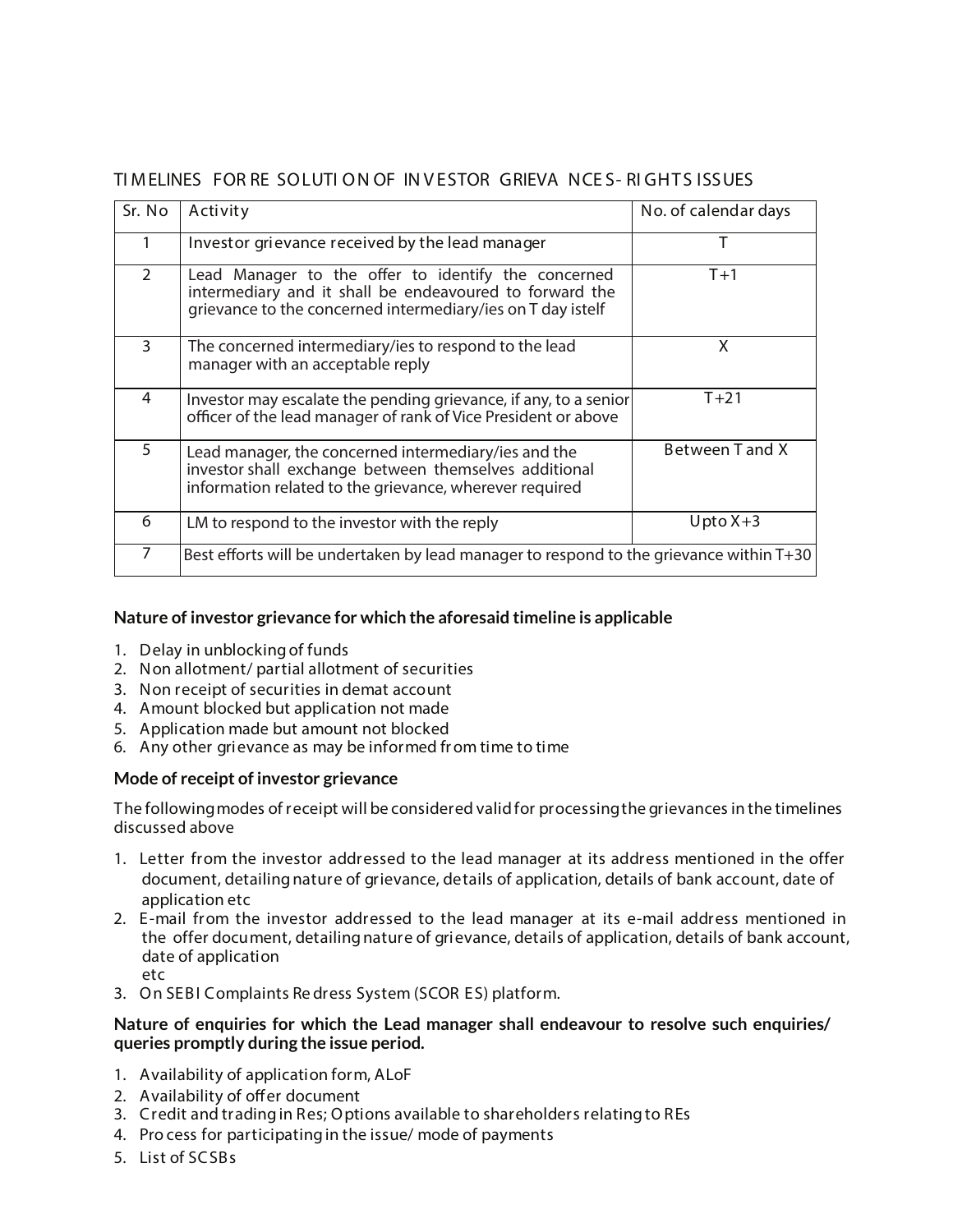## TIMELINES FOR RESOLUTION OF INVESTOR GRIEVANCES- RIGHTS ISSUES

| Sr. No | Activity | No. of calendar days |
|---|---|---|
| 1 | Investor grievance received by the lead manager | T |
| 2 | Lead Manager to the offer to identify the concerned intermediary and it shall be endeavoured to forward the grievance to the concerned intermediary/ies on T day istelf | T+1 |
| 3 | The concerned intermediary/ies to respond to the lead manager with an acceptable reply | X |
| 4 | Investor may escalate the pending grievance, if any, to a senior officer of the lead manager of rank of Vice President or above | T+21 |
| 5 | Lead manager, the concerned intermediary/ies and the investor shall exchange between themselves additional information related to the grievance, wherever required | Between T and X |
| 6 | LM to respond to the investor with the reply | Upto X+3 |
| 7 | Best efforts will be undertaken by lead manager to respond to the grievance within T+30 | |

**Nature of investor grievance for which the aforesaid timeline is applicable**

1. Delay in unblocking of funds
2. Non allotment/ partial allotment of securities
3. Non receipt of securities in demat account
4. Amount blocked but application not made
5. Application made but amount not blocked
6. Any other grievance as may be informed from time to time

**Mode of receipt of investor grievance**

The following modes of receipt will be considered valid for processing the grievances in the timelines discussed above

1. Letter from the investor addressed to the lead manager at its address mentioned in the offer document, detailing nature of grievance, details of application, details of bank account, date of application etc
2. E-mail from the investor addressed to the lead manager at its e-mail address mentioned in the offer document, detailing nature of grievance, details of application, details of bank account, date of application etc
3. On SEBI Complaints Redress System (SCORES) platform.

**Nature of enquiries for which the Lead manager shall endeavour to resolve such enquiries/ queries promptly during the issue period.**

1. Availability of application form, ALoF
2. Availability of offer document
3. Credit and trading in Res; Options available to shareholders relating to REs
4. Process for participating in the issue/ mode of payments
5. List of SCSBs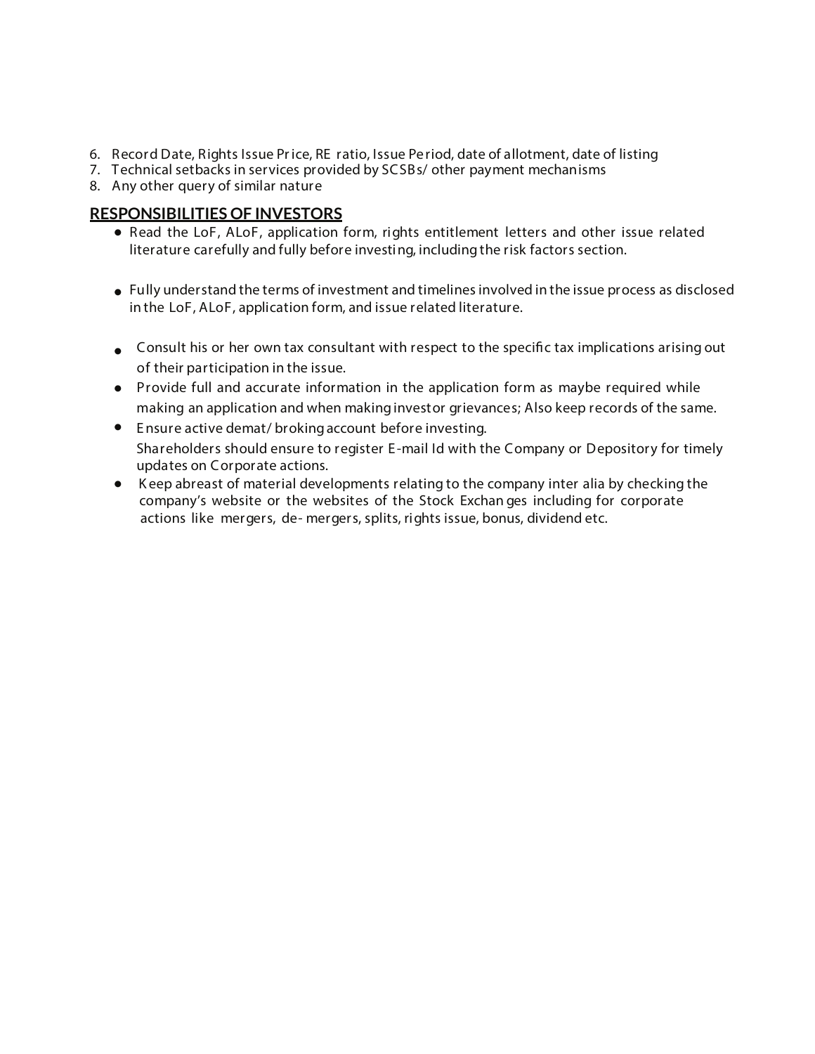6. Record Date, Rights Issue Price, RE ratio, Issue Period, date of allotment, date of listing
7. Technical setbacks in services provided by SCSBs/ other payment mechanisms
8. Any other query of similar nature

## RESPONSIBILITIES OF INVESTORS

- Read the LoF, ALoF, application form, rights entitlement letters and other issue related literature carefully and fully before investing, including the risk factors section.
- Fully understand the terms of investment and timelines involved in the issue process as disclosed in the LoF, ALoF, application form, and issue related literature.
- Consult his or her own tax consultant with respect to the specific tax implications arising out of their participation in the issue.
- Provide full and accurate information in the application form as maybe required while making an application and when making investor grievances; Also keep records of the same.
- Ensure active demat/ broking account before investing.
  Shareholders should ensure to register E-mail Id with the Company or Depository for timely updates on Corporate actions.
- Keep abreast of material developments relating to the company inter alia by checking the company's website or the websites of the Stock Exchanges including for corporate actions like mergers, de- mergers, splits, rights issue, bonus, dividend etc.